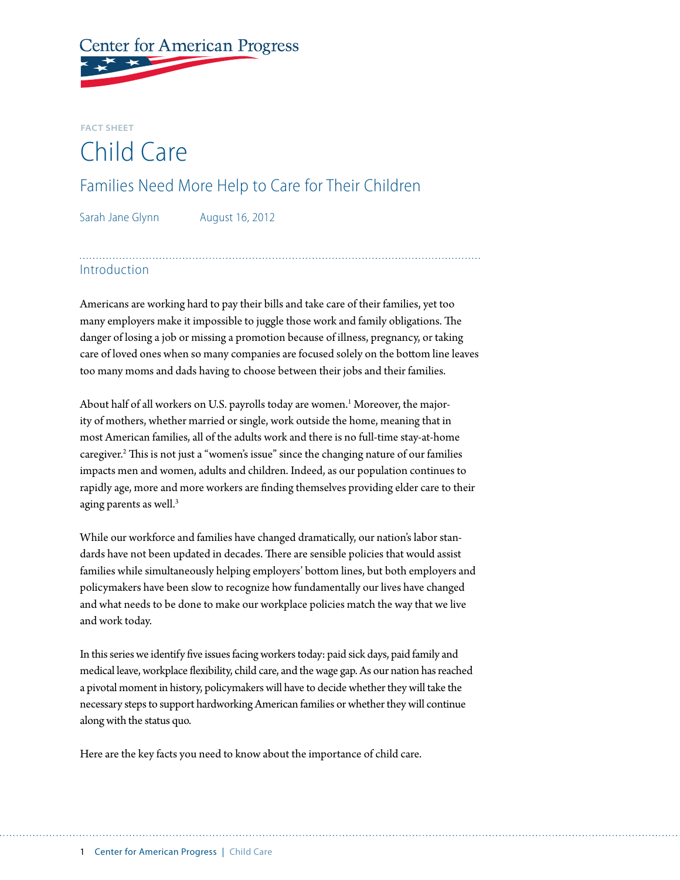Center for American Progress

FACT SHEET

# Child Care

## Families Need More Help to Care for Their Children

Sarah Jane Glynn    August 16, 2012

### Introduction

Americans are working hard to pay their bills and take care of their families, yet too many employers make it impossible to juggle those work and family obligations. The danger of losing a job or missing a promotion because of illness, pregnancy, or taking care of loved ones when so many companies are focused solely on the bottom line leaves too many moms and dads having to choose between their jobs and their families.

About half of all workers on U.S. payrolls today are women.[1] Moreover, the majority of mothers, whether married or single, work outside the home, meaning that in most American families, all of the adults work and there is no full-time stay-at-home caregiver.[2] This is not just a "women's issue" since the changing nature of our families impacts men and women, adults and children. Indeed, as our population continues to rapidly age, more and more workers are finding themselves providing elder care to their aging parents as well.[3]

While our workforce and families have changed dramatically, our nation's labor standards have not been updated in decades. There are sensible policies that would assist families while simultaneously helping employers' bottom lines, but both employers and policymakers have been slow to recognize how fundamentally our lives have changed and what needs to be done to make our workplace policies match the way that we live and work today.

In this series we identify five issues facing workers today: paid sick days, paid family and medical leave, workplace flexibility, child care, and the wage gap. As our nation has reached a pivotal moment in history, policymakers will have to decide whether they will take the necessary steps to support hardworking American families or whether they will continue along with the status quo.

Here are the key facts you need to know about the importance of child care.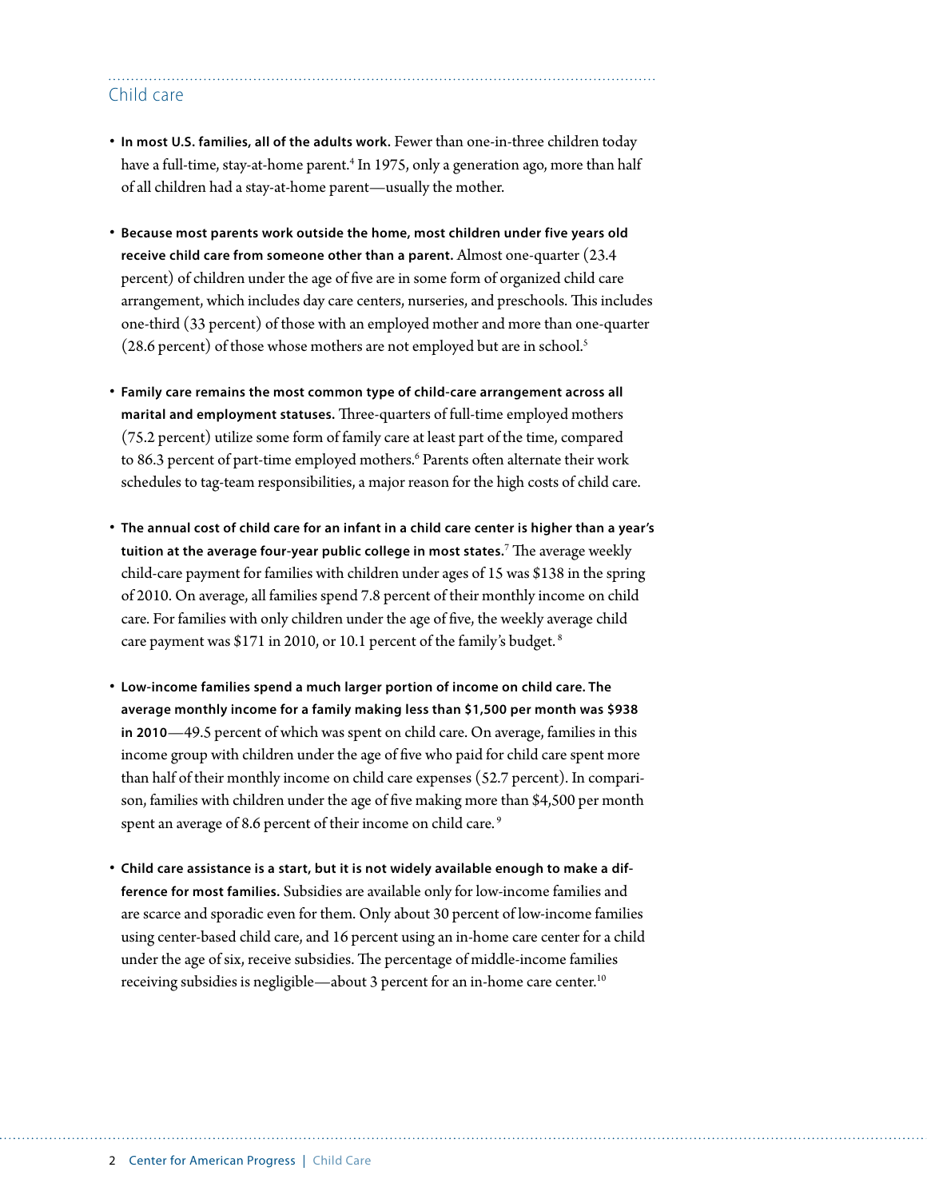## Child care

- **In most U.S. families, all of the adults work.** Fewer than one-in-three children today have a full-time, stay-at-home parent.[4] In 1975, only a generation ago, more than half of all children had a stay-at-home parent—usually the mother.

- **Because most parents work outside the home, most children under five years old receive child care from someone other than a parent.** Almost one-quarter (23.4 percent) of children under the age of five are in some form of organized child care arrangement, which includes day care centers, nurseries, and preschools. This includes one-third (33 percent) of those with an employed mother and more than one-quarter (28.6 percent) of those whose mothers are not employed but are in school.[5]

- **Family care remains the most common type of child-care arrangement across all marital and employment statuses.** Three-quarters of full-time employed mothers (75.2 percent) utilize some form of family care at least part of the time, compared to 86.3 percent of part-time employed mothers.[6] Parents often alternate their work schedules to tag-team responsibilities, a major reason for the high costs of child care.

- **The annual cost of child care for an infant in a child care center is higher than a year's tuition at the average four-year public college in most states.**[7] The average weekly child-care payment for families with children under ages of 15 was $138 in the spring of 2010. On average, all families spend 7.8 percent of their monthly income on child care. For families with only children under the age of five, the weekly average child care payment was $171 in 2010, or 10.1 percent of the family's budget.[8]

- **Low-income families spend a much larger portion of income on child care. The average monthly income for a family making less than $1,500 per month was $938 in 2010**—49.5 percent of which was spent on child care. On average, families in this income group with children under the age of five who paid for child care spent more than half of their monthly income on child care expenses (52.7 percent). In comparison, families with children under the age of five making more than $4,500 per month spent an average of 8.6 percent of their income on child care.[9]

- **Child care assistance is a start, but it is not widely available enough to make a difference for most families.** Subsidies are available only for low-income families and are scarce and sporadic even for them. Only about 30 percent of low-income families using center-based child care, and 16 percent using an in-home care center for a child under the age of six, receive subsidies. The percentage of middle-income families receiving subsidies is negligible—about 3 percent for an in-home care center.[10]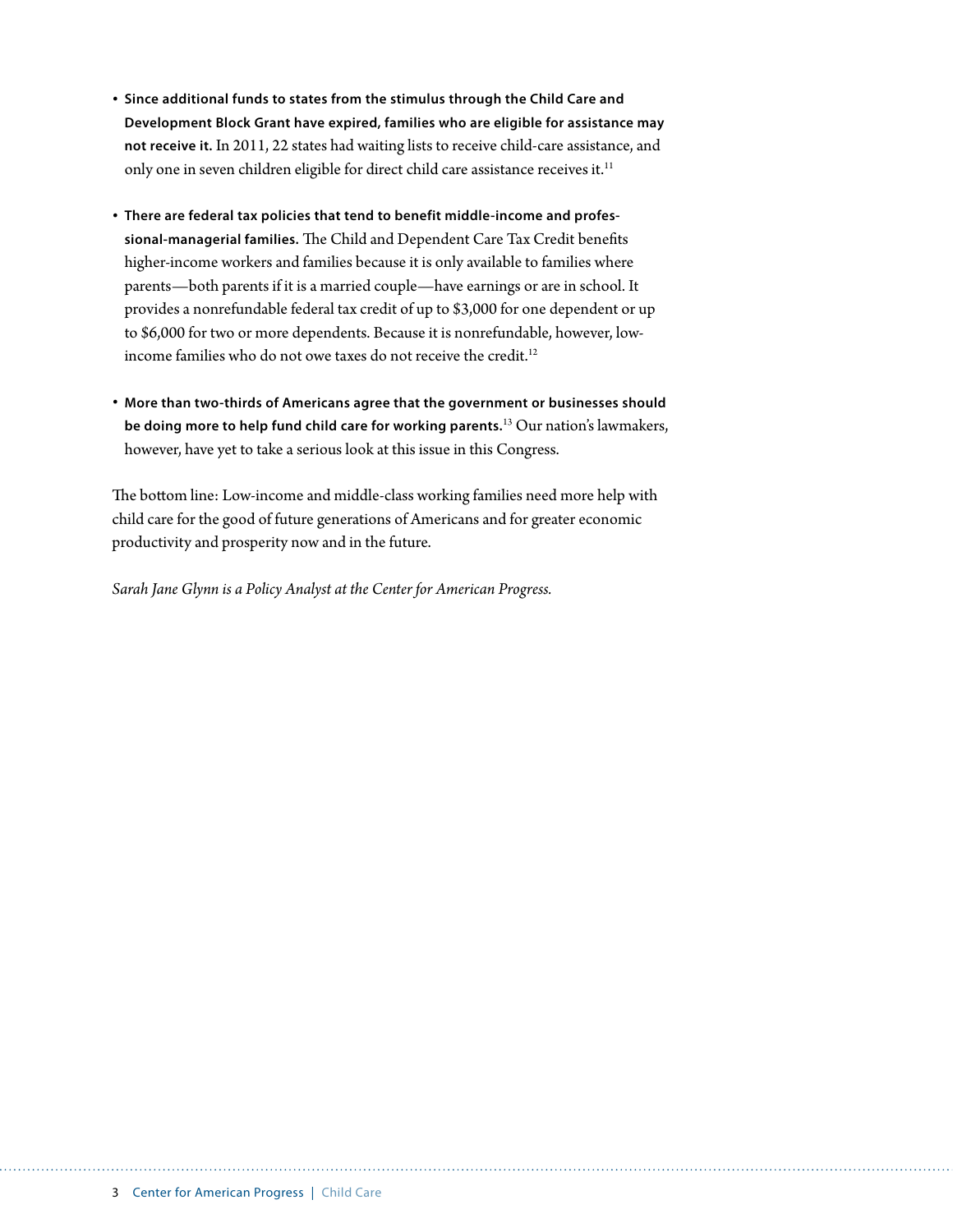- **Since additional funds to states from the stimulus through the Child Care and Development Block Grant have expired, families who are eligible for assistance may not receive it.** In 2011, 22 states had waiting lists to receive child-care assistance, and only one in seven children eligible for direct child care assistance receives it.[11]

- **There are federal tax policies that tend to benefit middle-income and professional-managerial families.** The Child and Dependent Care Tax Credit benefits higher-income workers and families because it is only available to families where parents—both parents if it is a married couple—have earnings or are in school. It provides a nonrefundable federal tax credit of up to $3,000 for one dependent or up to $6,000 for two or more dependents. Because it is nonrefundable, however, low-income families who do not owe taxes do not receive the credit.[12]

- **More than two-thirds of Americans agree that the government or businesses should be doing more to help fund child care for working parents.**[13] Our nation's lawmakers, however, have yet to take a serious look at this issue in this Congress.

The bottom line: Low-income and middle-class working families need more help with child care for the good of future generations of Americans and for greater economic productivity and prosperity now and in the future.

*Sarah Jane Glynn is a Policy Analyst at the Center for American Progress.*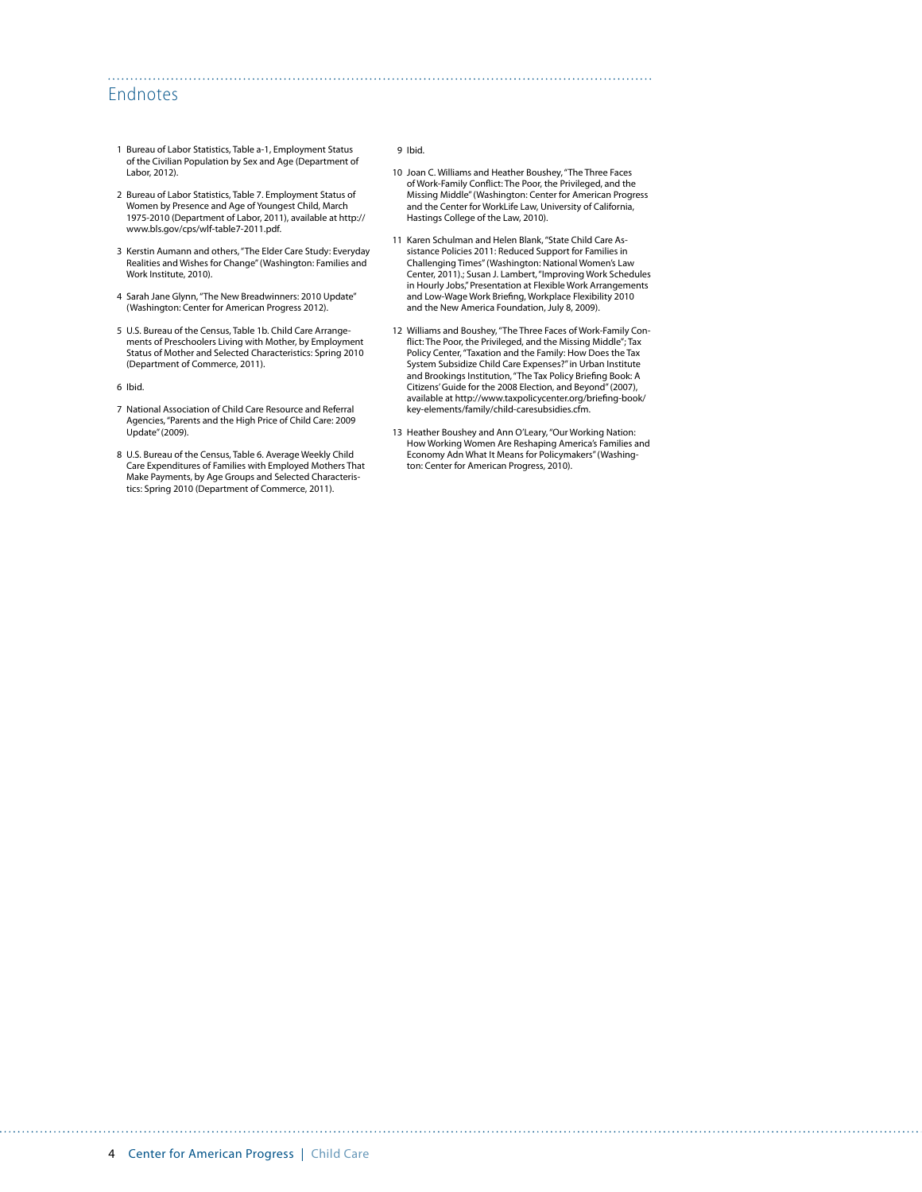## Endnotes

1. Bureau of Labor Statistics, Table a-1, Employment Status of the Civilian Population by Sex and Age (Department of Labor, 2012).
2. Bureau of Labor Statistics, Table 7. Employment Status of Women by Presence and Age of Youngest Child, March 1975-2010 (Department of Labor, 2011), available at http://www.bls.gov/cps/wlf-table7-2011.pdf.
3. Kerstin Aumann and others, "The Elder Care Study: Everyday Realities and Wishes for Change" (Washington: Families and Work Institute, 2010).
4. Sarah Jane Glynn, "The New Breadwinners: 2010 Update" (Washington: Center for American Progress 2012).
5. U.S. Bureau of the Census, Table 1b. Child Care Arrangements of Preschoolers Living with Mother, by Employment Status of Mother and Selected Characteristics: Spring 2010 (Department of Commerce, 2011).
6. Ibid.
7. National Association of Child Care Resource and Referral Agencies, "Parents and the High Price of Child Care: 2009 Update" (2009).
8. U.S. Bureau of the Census, Table 6. Average Weekly Child Care Expenditures of Families with Employed Mothers That Make Payments, by Age Groups and Selected Characteristics: Spring 2010 (Department of Commerce, 2011).
9. Ibid.
10. Joan C. Williams and Heather Boushey, "The Three Faces of Work-Family Conflict: The Poor, the Privileged, and the Missing Middle" (Washington: Center for American Progress and the Center for WorkLife Law, University of California, Hastings College of the Law, 2010).
11. Karen Schulman and Helen Blank, "State Child Care Assistance Policies 2011: Reduced Support for Families in Challenging Times" (Washington: National Women's Law Center, 2011).; Susan J. Lambert, "Improving Work Schedules in Hourly Jobs," Presentation at Flexible Work Arrangements and Low-Wage Work Briefing, Workplace Flexibility 2010 and the New America Foundation, July 8, 2009).
12. Williams and Boushey, "The Three Faces of Work-Family Conflict: The Poor, the Privileged, and the Missing Middle"; Tax Policy Center, "Taxation and the Family: How Does the Tax System Subsidize Child Care Expenses?" in Urban Institute and Brookings Institution, "The Tax Policy Briefing Book: A Citizens' Guide for the 2008 Election, and Beyond" (2007), available at http://www.taxpolicycenter.org/briefing-book/key-elements/family/child-caresubsidies.cfm.
13. Heather Boushey and Ann O'Leary, "Our Working Nation: How Working Women Are Reshaping America's Families and Economy Adn What It Means for Policymakers" (Washington: Center for American Progress, 2010).